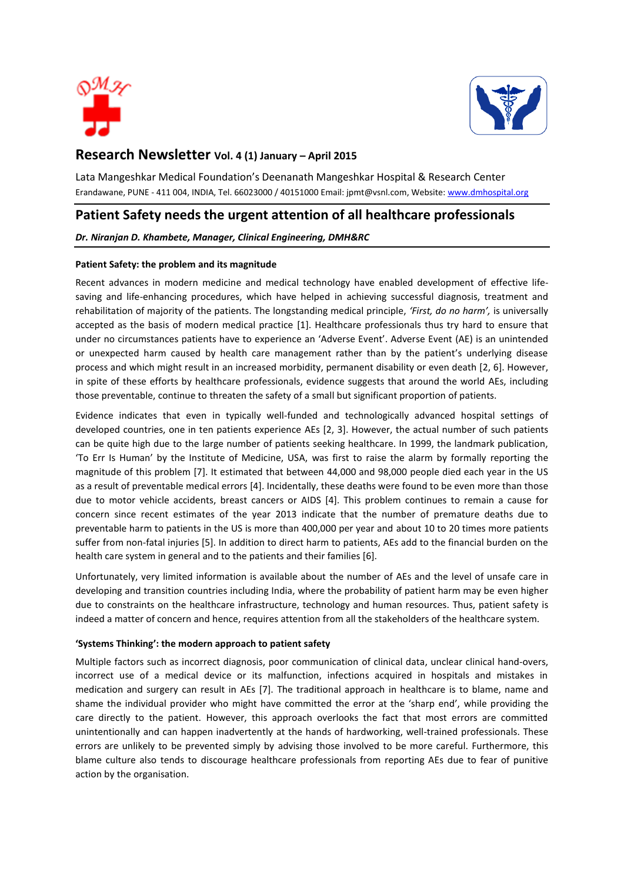# Research Newsletter Vol. 4 (1) January – April 2015

Lata Mangeshkar Medical Foundation's Deenanath Mangeshkar Hospital & Research Center
Erandawane, PUNE - 411 004, INDIA, Tel. 66023000 / 40151000 Email: jpmt@vsnl.com, Website: www.dmhospital.org

## Patient Safety needs the urgent attention of all healthcare professionals

***Dr. Niranjan D. Khambete, Manager, Clinical Engineering, DMH&RC***

### Patient Safety: the problem and its magnitude

Recent advances in modern medicine and medical technology have enabled development of effective life-saving and life-enhancing procedures, which have helped in achieving successful diagnosis, treatment and rehabilitation of majority of the patients. The longstanding medical principle, *'First, do no harm',* is universally accepted as the basis of modern medical practice [1]. Healthcare professionals thus try hard to ensure that under no circumstances patients have to experience an 'Adverse Event'. Adverse Event (AE) is an unintended or unexpected harm caused by health care management rather than by the patient's underlying disease process and which might result in an increased morbidity, permanent disability or even death [2, 6]. However, in spite of these efforts by healthcare professionals, evidence suggests that around the world AEs, including those preventable, continue to threaten the safety of a small but significant proportion of patients.

Evidence indicates that even in typically well-funded and technologically advanced hospital settings of developed countries, one in ten patients experience AEs [2, 3]. However, the actual number of such patients can be quite high due to the large number of patients seeking healthcare. In 1999, the landmark publication, 'To Err Is Human' by the Institute of Medicine, USA, was first to raise the alarm by formally reporting the magnitude of this problem [7]. It estimated that between 44,000 and 98,000 people died each year in the US as a result of preventable medical errors [4]. Incidentally, these deaths were found to be even more than those due to motor vehicle accidents, breast cancers or AIDS [4]. This problem continues to remain a cause for concern since recent estimates of the year 2013 indicate that the number of premature deaths due to preventable harm to patients in the US is more than 400,000 per year and about 10 to 20 times more patients suffer from non-fatal injuries [5]. In addition to direct harm to patients, AEs add to the financial burden on the health care system in general and to the patients and their families [6].

Unfortunately, very limited information is available about the number of AEs and the level of unsafe care in developing and transition countries including India, where the probability of patient harm may be even higher due to constraints on the healthcare infrastructure, technology and human resources. Thus, patient safety is indeed a matter of concern and hence, requires attention from all the stakeholders of the healthcare system.

### 'Systems Thinking': the modern approach to patient safety

Multiple factors such as incorrect diagnosis, poor communication of clinical data, unclear clinical hand-overs, incorrect use of a medical device or its malfunction, infections acquired in hospitals and mistakes in medication and surgery can result in AEs [7]. The traditional approach in healthcare is to blame, name and shame the individual provider who might have committed the error at the 'sharp end', while providing the care directly to the patient. However, this approach overlooks the fact that most errors are committed unintentionally and can happen inadvertently at the hands of hardworking, well-trained professionals. These errors are unlikely to be prevented simply by advising those involved to be more careful. Furthermore, this blame culture also tends to discourage healthcare professionals from reporting AEs due to fear of punitive action by the organisation.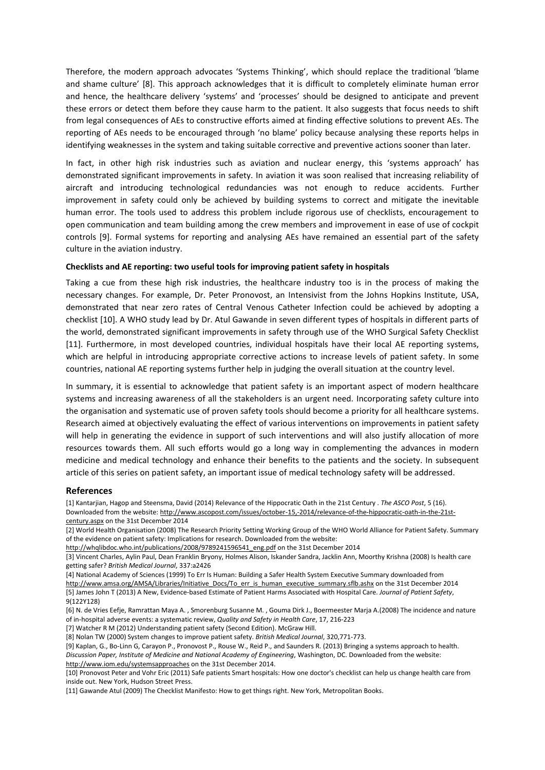Therefore, the modern approach advocates 'Systems Thinking', which should replace the traditional 'blame and shame culture' [8]. This approach acknowledges that it is difficult to completely eliminate human error and hence, the healthcare delivery 'systems' and 'processes' should be designed to anticipate and prevent these errors or detect them before they cause harm to the patient. It also suggests that focus needs to shift from legal consequences of AEs to constructive efforts aimed at finding effective solutions to prevent AEs. The reporting of AEs needs to be encouraged through 'no blame' policy because analysing these reports helps in identifying weaknesses in the system and taking suitable corrective and preventive actions sooner than later.

In fact, in other high risk industries such as aviation and nuclear energy, this 'systems approach' has demonstrated significant improvements in safety. In aviation it was soon realised that increasing reliability of aircraft and introducing technological redundancies was not enough to reduce accidents. Further improvement in safety could only be achieved by building systems to correct and mitigate the inevitable human error. The tools used to address this problem include rigorous use of checklists, encouragement to open communication and team building among the crew members and improvement in ease of use of cockpit controls [9]. Formal systems for reporting and analysing AEs have remained an essential part of the safety culture in the aviation industry.

**Checklists and AE reporting: two useful tools for improving patient safety in hospitals**

Taking a cue from these high risk industries, the healthcare industry too is in the process of making the necessary changes. For example, Dr. Peter Pronovost, an Intensivist from the Johns Hopkins Institute, USA, demonstrated that near zero rates of Central Venous Catheter Infection could be achieved by adopting a checklist [10]. A WHO study lead by Dr. Atul Gawande in seven different types of hospitals in different parts of the world, demonstrated significant improvements in safety through use of the WHO Surgical Safety Checklist [11]. Furthermore, in most developed countries, individual hospitals have their local AE reporting systems, which are helpful in introducing appropriate corrective actions to increase levels of patient safety. In some countries, national AE reporting systems further help in judging the overall situation at the country level.

In summary, it is essential to acknowledge that patient safety is an important aspect of modern healthcare systems and increasing awareness of all the stakeholders is an urgent need. Incorporating safety culture into the organisation and systematic use of proven safety tools should become a priority for all healthcare systems. Research aimed at objectively evaluating the effect of various interventions on improvements in patient safety will help in generating the evidence in support of such interventions and will also justify allocation of more resources towards them. All such efforts would go a long way in complementing the advances in modern medicine and medical technology and enhance their benefits to the patients and the society. In subsequent article of this series on patient safety, an important issue of medical technology safety will be addressed.

## References

[1] Kantarjian, Hagop and Steensma, David (2014) Relevance of the Hippocratic Oath in the 21st Century . *The ASCO Post*, 5 (16). Downloaded from the website: http://www.ascopost.com/issues/october-15,-2014/relevance-of-the-hippocratic-oath-in-the-21st-century.aspx on the 31st December 2014

[2] World Health Organisation (2008) The Research Priority Setting Working Group of the WHO World Alliance for Patient Safety. Summary of the evidence on patient safety: Implications for research. Downloaded from the website: http://whqlibdoc.who.int/publications/2008/9789241596541_eng.pdf on the 31st December 2014

[3] Vincent Charles, Aylin Paul, Dean Franklin Bryony, Holmes Alison, Iskander Sandra, Jacklin Ann, Moorthy Krishna (2008) Is health care getting safer? *British Medical Journal*, 337:a2426

[4] National Academy of Sciences (1999) To Err Is Human: Building a Safer Health System Executive Summary downloaded from http://www.amsa.org/AMSA/Libraries/Initiative_Docs/To_err_is_human_executive_summary.sflb.ashx on the 31st December 2014

[5] James John T (2013) A New, Evidence-based Estimate of Patient Harms Associated with Hospital Care. *Journal of Patient Safety*, 9(122Y128)

[6] N. de Vries Eefje, Ramrattan Maya A. , Smorenburg Susanne M. , Gouma Dirk J., Boermeester Marja A.(2008) The incidence and nature of in-hospital adverse events: a systematic review, *Quality and Safety in Health Care*, 17, 216-223

[7] Watcher R M (2012) Understanding patient safety (Second Edition). McGraw Hill.

[8] Nolan TW (2000) System changes to improve patient safety. *British Medical Journal*, 320,771-773.

[9] Kaplan, G., Bo-Linn G, Carayon P., Pronovost P., Rouse W., Reid P., and Saunders R. (2013) Bringing a systems approach to health. *Discussion Paper, Institute of Medicine and National Academy of Engineering*, Washington, DC. Downloaded from the website: http://www.iom.edu/systemsapproaches on the 31st December 2014.

[10] Pronovost Peter and Vohr Eric (2011) Safe patients Smart hospitals: How one doctor's checklist can help us change health care from inside out. New York, Hudson Street Press.

[11] Gawande Atul (2009) The Checklist Manifesto: How to get things right. New York, Metropolitan Books.